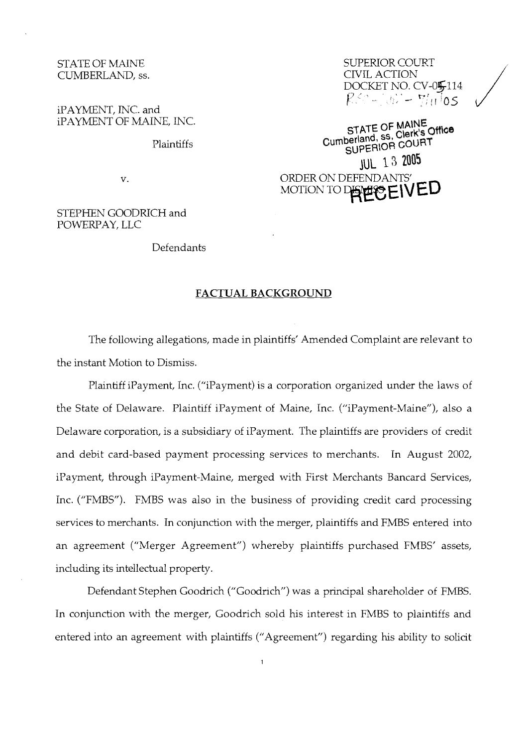STATE OF MAINE
CUMBERLAND, ss.

SUPERIOR COURT
CIVIL ACTION
DOCKET NO. CV-05-114

iPAYMENT, INC. and
iPAYMENT OF MAINE, INC.

Plaintiffs

v.

STEPHEN GOODRICH and
POWERPAY, LLC

Defendants

STATE OF MAINE
Cumberland, ss, Clerk's Office
SUPERIOR COURT
JUL 13 2005
RECEIVED

ORDER ON DEFENDANTS' MOTION TO DISMISS

## FACTUAL BACKGROUND

The following allegations, made in plaintiffs' Amended Complaint are relevant to the instant Motion to Dismiss.

Plaintiff iPayment, Inc. ("iPayment) is a corporation organized under the laws of the State of Delaware. Plaintiff iPayment of Maine, Inc. ("iPayment-Maine"), also a Delaware corporation, is a subsidiary of iPayment. The plaintiffs are providers of credit and debit card-based payment processing services to merchants. In August 2002, iPayment, through iPayment-Maine, merged with First Merchants Bancard Services, Inc. ("FMBS"). FMBS was also in the business of providing credit card processing services to merchants. In conjunction with the merger, plaintiffs and FMBS entered into an agreement ("Merger Agreement") whereby plaintiffs purchased FMBS' assets, including its intellectual property.

Defendant Stephen Goodrich ("Goodrich") was a principal shareholder of FMBS. In conjunction with the merger, Goodrich sold his interest in FMBS to plaintiffs and entered into an agreement with plaintiffs ("Agreement") regarding his ability to solicit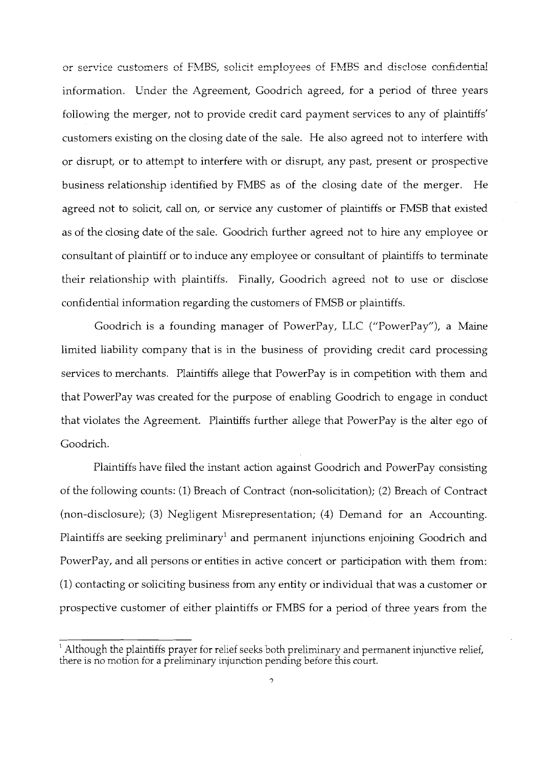or service customers of FMBS, solicit employees of FMBS and disclose confidential information. Under the Agreement, Goodrich agreed, for a period of three years following the merger, not to provide credit card payment services to any of plaintiffs' customers existing on the closing date of the sale. He also agreed not to interfere with or disrupt, or to attempt to interfere with or disrupt, any past, present or prospective business relationship identified by FMBS as of the closing date of the merger. He agreed not to solicit, call on, or service any customer of plaintiffs or FMSB that existed as of the closing date of the sale. Goodrich further agreed not to hire any employee or consultant of plaintiff or to induce any employee or consultant of plaintiffs to terminate their relationship with plaintiffs. Finally, Goodrich agreed not to use or disclose confidential information regarding the customers of FMSB or plaintiffs.

Goodrich is a founding manager of PowerPay, LLC ("PowerPay"), a Maine limited liability company that is in the business of providing credit card processing services to merchants. Plaintiffs allege that PowerPay is in competition with them and that PowerPay was created for the purpose of enabling Goodrich to engage in conduct that violates the Agreement. Plaintiffs further allege that PowerPay is the alter ego of Goodrich.

Plaintiffs have filed the instant action against Goodrich and PowerPay consisting of the following counts: (1) Breach of Contract (non-solicitation); (2) Breach of Contract (non-disclosure); (3) Negligent Misrepresentation; (4) Demand for an Accounting. Plaintiffs are seeking preliminary[1] and permanent injunctions enjoining Goodrich and PowerPay, and all persons or entities in active concert or participation with them from: (1) contacting or soliciting business from any entity or individual that was a customer or prospective customer of either plaintiffs or FMBS for a period of three years from the

[1] Although the plaintiffs prayer for relief seeks both preliminary and permanent injunctive relief, there is no motion for a preliminary injunction pending before this court.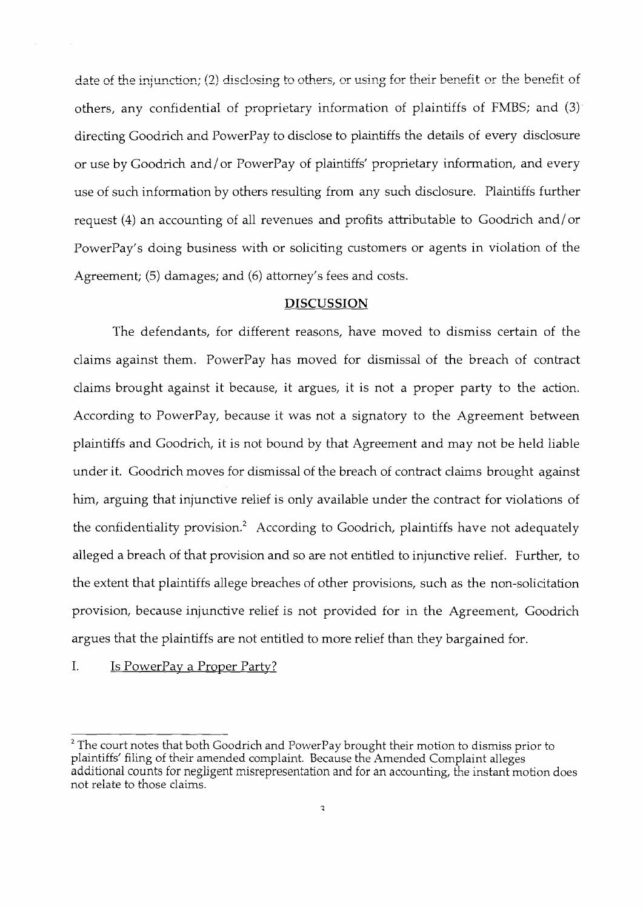date of the injunction; (2) disclosing to others, or using for their benefit or the benefit of others, any confidential of proprietary information of plaintiffs of FMBS; and (3) directing Goodrich and PowerPay to disclose to plaintiffs the details of every disclosure or use by Goodrich and/or PowerPay of plaintiffs' proprietary information, and every use of such information by others resulting from any such disclosure. Plaintiffs further request (4) an accounting of all revenues and profits attributable to Goodrich and/or PowerPay's doing business with or soliciting customers or agents in violation of the Agreement; (5) damages; and (6) attorney's fees and costs.

## DISCUSSION

The defendants, for different reasons, have moved to dismiss certain of the claims against them. PowerPay has moved for dismissal of the breach of contract claims brought against it because, it argues, it is not a proper party to the action. According to PowerPay, because it was not a signatory to the Agreement between plaintiffs and Goodrich, it is not bound by that Agreement and may not be held liable under it. Goodrich moves for dismissal of the breach of contract claims brought against him, arguing that injunctive relief is only available under the contract for violations of the confidentiality provision.[2] According to Goodrich, plaintiffs have not adequately alleged a breach of that provision and so are not entitled to injunctive relief. Further, to the extent that plaintiffs allege breaches of other provisions, such as the non-solicitation provision, because injunctive relief is not provided for in the Agreement, Goodrich argues that the plaintiffs are not entitled to more relief than they bargained for.

I. Is PowerPay a Proper Party?

[2] The court notes that both Goodrich and PowerPay brought their motion to dismiss prior to plaintiffs' filing of their amended complaint. Because the Amended Complaint alleges additional counts for negligent misrepresentation and for an accounting, the instant motion does not relate to those claims.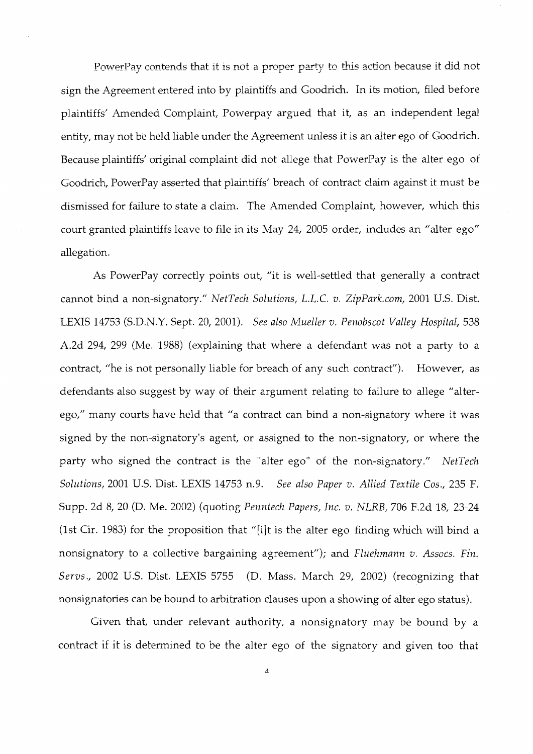PowerPay contends that it is not a proper party to this action because it did not sign the Agreement entered into by plaintiffs and Goodrich. In its motion, filed before plaintiffs' Amended Complaint, Powerpay argued that it, as an independent legal entity, may not be held liable under the Agreement unless it is an alter ego of Goodrich. Because plaintiffs' original complaint did not allege that PowerPay is the alter ego of Goodrich, PowerPay asserted that plaintiffs' breach of contract claim against it must be dismissed for failure to state a claim. The Amended Complaint, however, which this court granted plaintiffs leave to file in its May 24, 2005 order, includes an "alter ego" allegation.

As PowerPay correctly points out, "it is well-settled that generally a contract cannot bind a non-signatory." *NetTech Solutions, L.L.C. v. ZipPark.com*, 2001 U.S. Dist. LEXIS 14753 (S.D.N.Y. Sept. 20, 2001). *See also Mueller v. Penobscot Valley Hospital*, 538 A.2d 294, 299 (Me. 1988) (explaining that where a defendant was not a party to a contract, "he is not personally liable for breach of any such contract"). However, as defendants also suggest by way of their argument relating to failure to allege "alter-ego," many courts have held that "a contract can bind a non-signatory where it was signed by the non-signatory's agent, or assigned to the non-signatory, or where the party who signed the contract is the "alter ego" of the non-signatory." *NetTech Solutions*, 2001 U.S. Dist. LEXIS 14753 n.9. *See also Paper v. Allied Textile Cos.*, 235 F. Supp. 2d 8, 20 (D. Me. 2002) (quoting *Penntech Papers, Inc. v. NLRB*, 706 F.2d 18, 23-24 (1st Cir. 1983) for the proposition that "[i]t is the alter ego finding which will bind a nonsignatory to a collective bargaining agreement"); and *Fluehmann v. Assocs. Fin. Servs.*, 2002 U.S. Dist. LEXIS 5755 (D. Mass. March 29, 2002) (recognizing that nonsignatories can be bound to arbitration clauses upon a showing of alter ego status).

Given that, under relevant authority, a nonsignatory may be bound by a contract if it is determined to be the alter ego of the signatory and given too that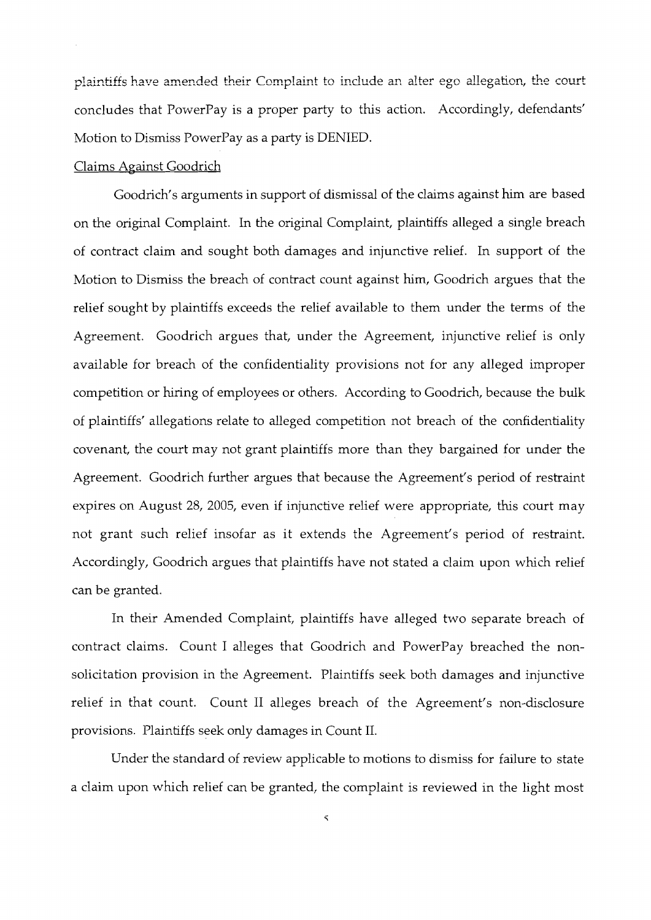plaintiffs have amended their Complaint to include an alter ego allegation, the court concludes that PowerPay is a proper party to this action. Accordingly, defendants' Motion to Dismiss PowerPay as a party is DENIED.

Claims Against Goodrich

Goodrich's arguments in support of dismissal of the claims against him are based on the original Complaint. In the original Complaint, plaintiffs alleged a single breach of contract claim and sought both damages and injunctive relief. In support of the Motion to Dismiss the breach of contract count against him, Goodrich argues that the relief sought by plaintiffs exceeds the relief available to them under the terms of the Agreement. Goodrich argues that, under the Agreement, injunctive relief is only available for breach of the confidentiality provisions not for any alleged improper competition or hiring of employees or others. According to Goodrich, because the bulk of plaintiffs' allegations relate to alleged competition not breach of the confidentiality covenant, the court may not grant plaintiffs more than they bargained for under the Agreement. Goodrich further argues that because the Agreement's period of restraint expires on August 28, 2005, even if injunctive relief were appropriate, this court may not grant such relief insofar as it extends the Agreement's period of restraint. Accordingly, Goodrich argues that plaintiffs have not stated a claim upon which relief can be granted.

In their Amended Complaint, plaintiffs have alleged two separate breach of contract claims. Count I alleges that Goodrich and PowerPay breached the non-solicitation provision in the Agreement. Plaintiffs seek both damages and injunctive relief in that count. Count II alleges breach of the Agreement's non-disclosure provisions. Plaintiffs seek only damages in Count II.

Under the standard of review applicable to motions to dismiss for failure to state a claim upon which relief can be granted, the complaint is reviewed in the light most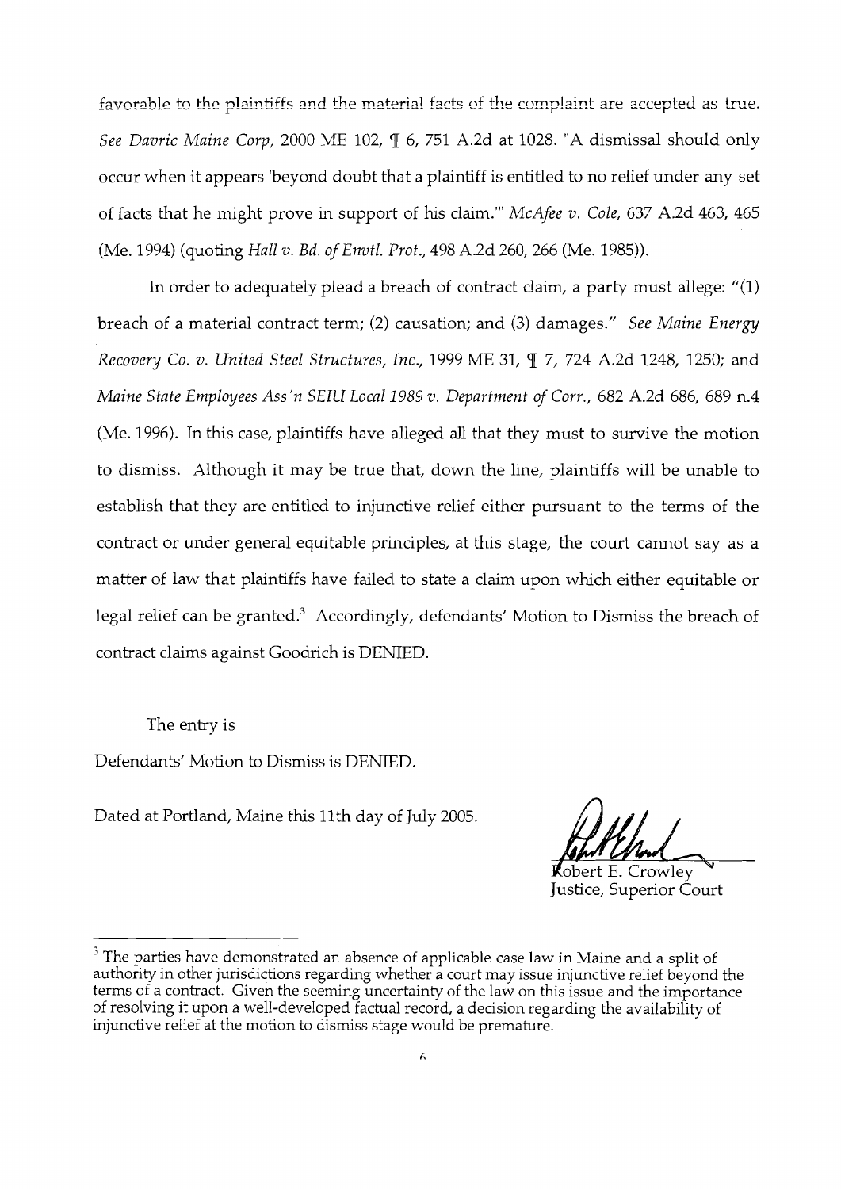favorable to the plaintiffs and the material facts of the complaint are accepted as true. *See Davric Maine Corp*, 2000 ME 102, ¶ 6, 751 A.2d at 1028. "A dismissal should only occur when it appears 'beyond doubt that a plaintiff is entitled to no relief under any set of facts that he might prove in support of his claim.'" *McAfee v. Cole*, 637 A.2d 463, 465 (Me. 1994) (quoting *Hall v. Bd. of Envtl. Prot.*, 498 A.2d 260, 266 (Me. 1985)).

In order to adequately plead a breach of contract claim, a party must allege: "(1) breach of a material contract term; (2) causation; and (3) damages." *See Maine Energy Recovery Co. v. United Steel Structures, Inc.*, 1999 ME 31, ¶ 7, 724 A.2d 1248, 1250; and *Maine State Employees Ass'n SEIU Local 1989 v. Department of Corr.*, 682 A.2d 686, 689 n.4 (Me. 1996). In this case, plaintiffs have alleged all that they must to survive the motion to dismiss. Although it may be true that, down the line, plaintiffs will be unable to establish that they are entitled to injunctive relief either pursuant to the terms of the contract or under general equitable principles, at this stage, the court cannot say as a matter of law that plaintiffs have failed to state a claim upon which either equitable or legal relief can be granted.[3] Accordingly, defendants' Motion to Dismiss the breach of contract claims against Goodrich is DENIED.

The entry is

Defendants' Motion to Dismiss is DENIED.

Dated at Portland, Maine this 11th day of July 2005.

Robert E. Crowley
Justice, Superior Court

---

[3] The parties have demonstrated an absence of applicable case law in Maine and a split of authority in other jurisdictions regarding whether a court may issue injunctive relief beyond the terms of a contract. Given the seeming uncertainty of the law on this issue and the importance of resolving it upon a well-developed factual record, a decision regarding the availability of injunctive relief at the motion to dismiss stage would be premature.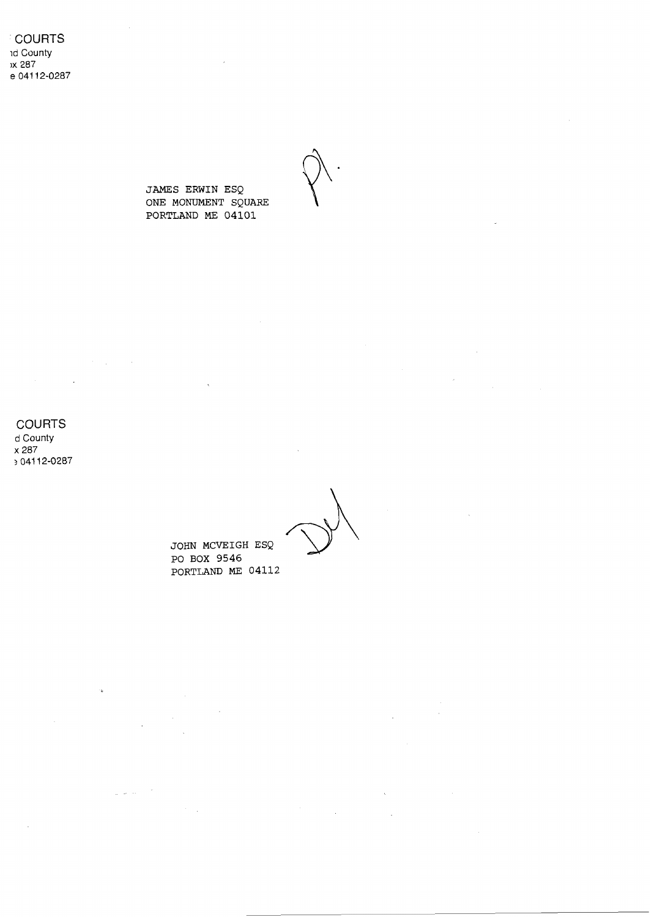COURTS
nd County
ox 287
e 04112-0287

JAMES ERWIN ESQ
ONE MONUMENT SQUARE
PORTLAND ME 04101

COURTS
d County
x 287
e 04112-0287

JOHN MCVEIGH ESQ
PO BOX 9546
PORTLAND ME 04112